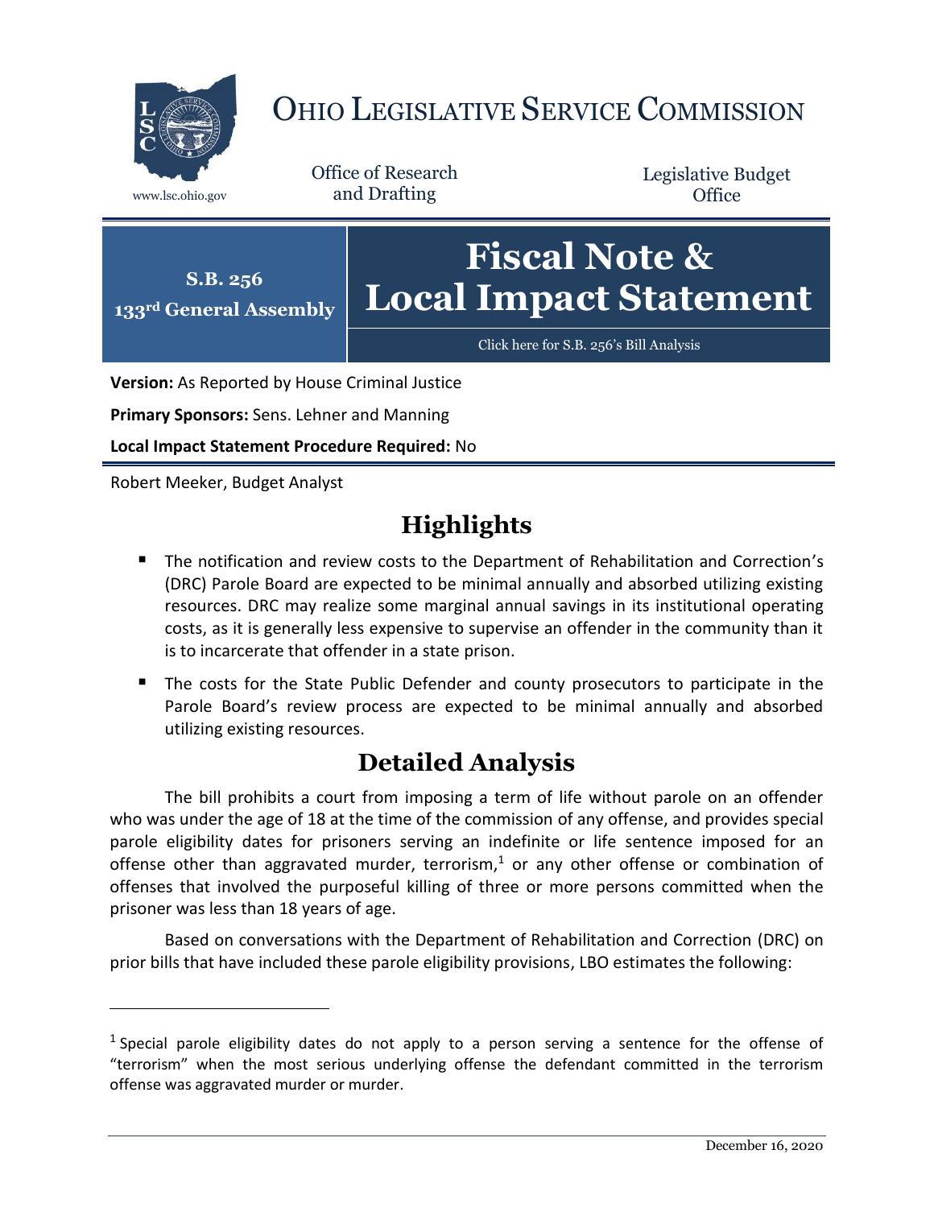# OHIO LEGISLATIVE SERVICE COMMISSION

www.lsc.ohio.gov

Office of Research and Drafting

Legislative Budget Office

**S.B. 256**
**133rd General Assembly**

# Fiscal Note & Local Impact Statement

Click here for S.B. 256's Bill Analysis

**Version:** As Reported by House Criminal Justice

**Primary Sponsors:** Sens. Lehner and Manning

**Local Impact Statement Procedure Required:** No

Robert Meeker, Budget Analyst

## Highlights

- The notification and review costs to the Department of Rehabilitation and Correction's (DRC) Parole Board are expected to be minimal annually and absorbed utilizing existing resources. DRC may realize some marginal annual savings in its institutional operating costs, as it is generally less expensive to supervise an offender in the community than it is to incarcerate that offender in a state prison.
- The costs for the State Public Defender and county prosecutors to participate in the Parole Board's review process are expected to be minimal annually and absorbed utilizing existing resources.

## Detailed Analysis

The bill prohibits a court from imposing a term of life without parole on an offender who was under the age of 18 at the time of the commission of any offense, and provides special parole eligibility dates for prisoners serving an indefinite or life sentence imposed for an offense other than aggravated murder, terrorism,[1] or any other offense or combination of offenses that involved the purposeful killing of three or more persons committed when the prisoner was less than 18 years of age.

Based on conversations with the Department of Rehabilitation and Correction (DRC) on prior bills that have included these parole eligibility provisions, LBO estimates the following:

[1] Special parole eligibility dates do not apply to a person serving a sentence for the offense of "terrorism" when the most serious underlying offense the defendant committed in the terrorism offense was aggravated murder or murder.

December 16, 2020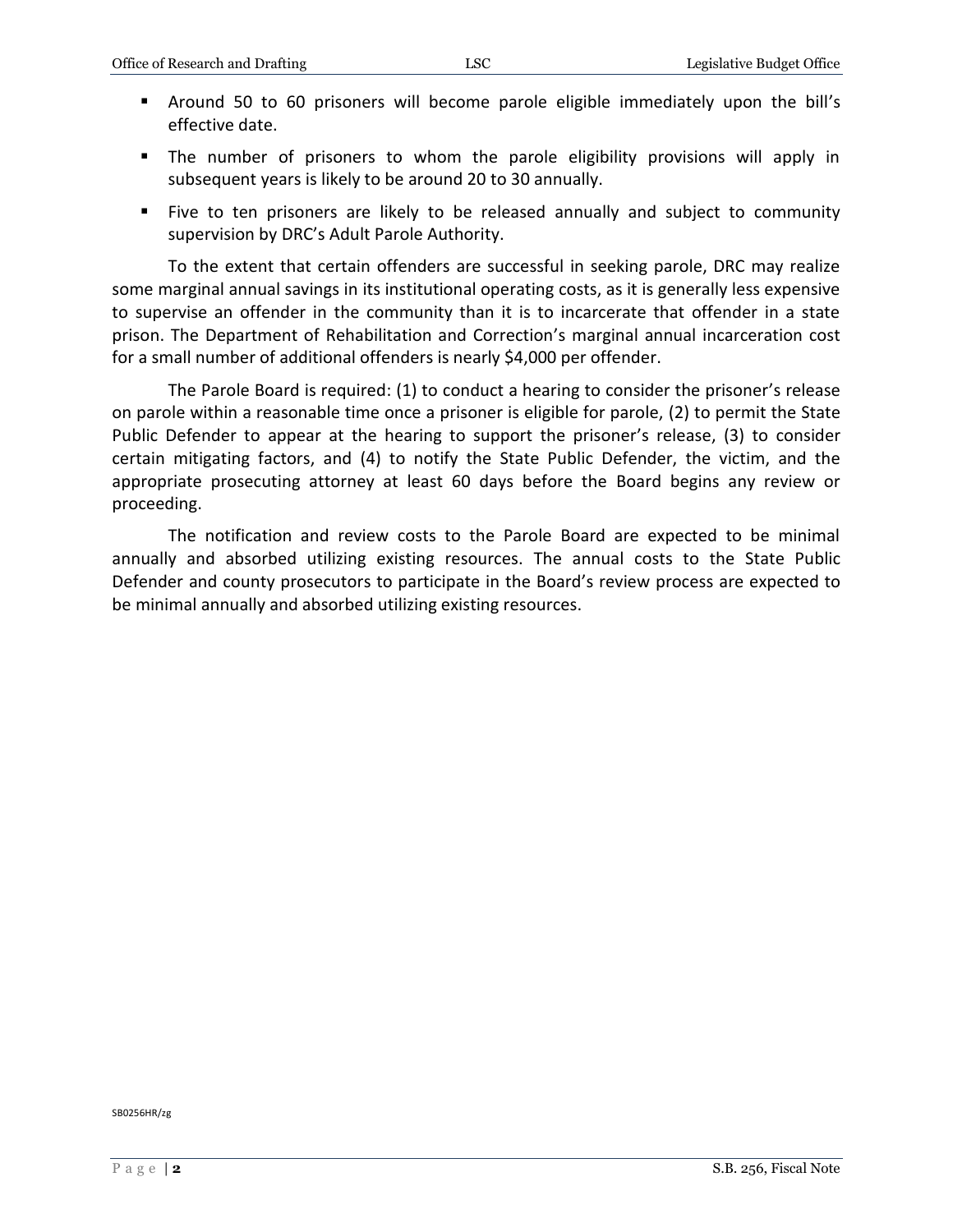- Around 50 to 60 prisoners will become parole eligible immediately upon the bill's effective date.
- The number of prisoners to whom the parole eligibility provisions will apply in subsequent years is likely to be around 20 to 30 annually.
- Five to ten prisoners are likely to be released annually and subject to community supervision by DRC's Adult Parole Authority.

To the extent that certain offenders are successful in seeking parole, DRC may realize some marginal annual savings in its institutional operating costs, as it is generally less expensive to supervise an offender in the community than it is to incarcerate that offender in a state prison. The Department of Rehabilitation and Correction's marginal annual incarceration cost for a small number of additional offenders is nearly $4,000 per offender.

The Parole Board is required: (1) to conduct a hearing to consider the prisoner's release on parole within a reasonable time once a prisoner is eligible for parole, (2) to permit the State Public Defender to appear at the hearing to support the prisoner's release, (3) to consider certain mitigating factors, and (4) to notify the State Public Defender, the victim, and the appropriate prosecuting attorney at least 60 days before the Board begins any review or proceeding.

The notification and review costs to the Parole Board are expected to be minimal annually and absorbed utilizing existing resources. The annual costs to the State Public Defender and county prosecutors to participate in the Board's review process are expected to be minimal annually and absorbed utilizing existing resources.

SB0256HR/zg